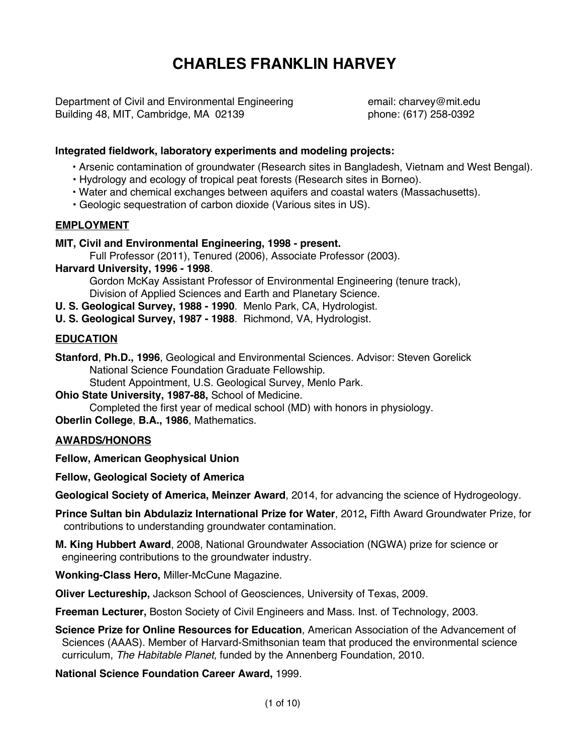# CHARLES FRANKLIN HARVEY

Department of Civil and Environmental Engineering
Building 48, MIT, Cambridge, MA 02139

email: charvey@mit.edu
phone: (617) 258-0392

**Integrated fieldwork, laboratory experiments and modeling projects:**

- Arsenic contamination of groundwater (Research sites in Bangladesh, Vietnam and West Bengal).
- Hydrology and ecology of tropical peat forests (Research sites in Borneo).
- Water and chemical exchanges between aquifers and coastal waters (Massachusetts).
- Geologic sequestration of carbon dioxide (Various sites in US).

## EMPLOYMENT

**MIT, Civil and Environmental Engineering, 1998 - present.**
Full Professor (2011), Tenured (2006), Associate Professor (2003).

**Harvard University, 1996 - 1998**.
Gordon McKay Assistant Professor of Environmental Engineering (tenure track),
Division of Applied Sciences and Earth and Planetary Science.

**U. S. Geological Survey, 1988 - 1990**. Menlo Park, CA, Hydrologist.

**U. S. Geological Survey, 1987 - 1988**. Richmond, VA, Hydrologist.

## EDUCATION

**Stanford**, **Ph.D., 1996**, Geological and Environmental Sciences. Advisor: Steven Gorelick
National Science Foundation Graduate Fellowship.
Student Appointment, U.S. Geological Survey, Menlo Park.

**Ohio State University, 1987-88,** School of Medicine.
Completed the first year of medical school (MD) with honors in physiology.

**Oberlin College**, **B.A., 1986**, Mathematics.

## AWARDS/HONORS

**Fellow, American Geophysical Union**

**Fellow, Geological Society of America**

**Geological Society of America, Meinzer Award**, 2014, for advancing the science of Hydrogeology.

**Prince Sultan bin Abdulaziz International Prize for Water**, 2012**,** Fifth Award Groundwater Prize, for contributions to understanding groundwater contamination.

**M. King Hubbert Award**, 2008, National Groundwater Association (NGWA) prize for science or engineering contributions to the groundwater industry.

**Wonking-Class Hero,** Miller-McCune Magazine.

**Oliver Lectureship,** Jackson School of Geosciences, University of Texas, 2009.

**Freeman Lecturer,** Boston Society of Civil Engineers and Mass. Inst. of Technology, 2003.

**Science Prize for Online Resources for Education**, American Association of the Advancement of Sciences (AAAS). Member of Harvard-Smithsonian team that produced the environmental science curriculum, *The Habitable Planet,* funded by the Annenberg Foundation, 2010.

**National Science Foundation Career Award,** 1999.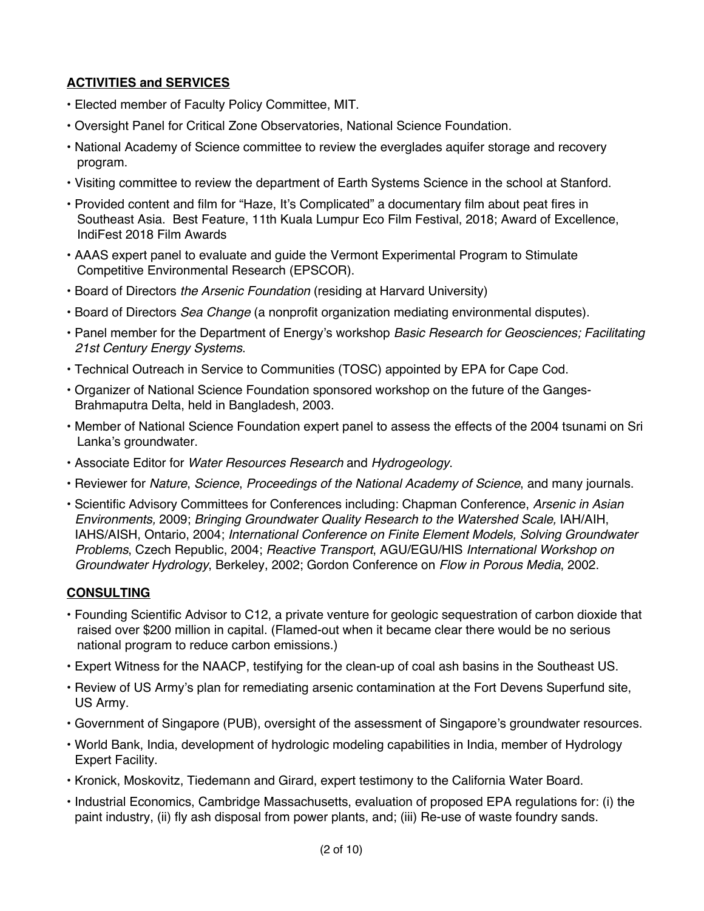## **ACTIVITIES and SERVICES**

- Elected member of Faculty Policy Committee, MIT.
- Oversight Panel for Critical Zone Observatories, National Science Foundation.
- National Academy of Science committee to review the everglades aquifer storage and recovery program.
- Visiting committee to review the department of Earth Systems Science in the school at Stanford.
- Provided content and film for "Haze, It's Complicated" a documentary film about peat fires in Southeast Asia. Best Feature, 11th Kuala Lumpur Eco Film Festival, 2018; Award of Excellence, IndiFest 2018 Film Awards
- AAAS expert panel to evaluate and guide the Vermont Experimental Program to Stimulate Competitive Environmental Research (EPSCOR).
- Board of Directors *the Arsenic Foundation* (residing at Harvard University)
- Board of Directors *Sea Change* (a nonprofit organization mediating environmental disputes).
- Panel member for the Department of Energy's workshop *Basic Research for Geosciences; Facilitating 21st Century Energy Systems*.
- Technical Outreach in Service to Communities (TOSC) appointed by EPA for Cape Cod.
- Organizer of National Science Foundation sponsored workshop on the future of the Ganges-Brahmaputra Delta, held in Bangladesh, 2003.
- Member of National Science Foundation expert panel to assess the effects of the 2004 tsunami on Sri Lanka's groundwater.
- Associate Editor for *Water Resources Research* and *Hydrogeology*.
- Reviewer for *Nature*, *Science*, *Proceedings of the National Academy of Science*, and many journals.
- Scientific Advisory Committees for Conferences including: Chapman Conference, *Arsenic in Asian Environments,* 2009; *Bringing Groundwater Quality Research to the Watershed Scale,* IAH/AIH, IAHS/AISH, Ontario, 2004; *International Conference on Finite Element Models, Solving Groundwater Problems*, Czech Republic, 2004; *Reactive Transport*, AGU/EGU/HIS *International Workshop on Groundwater Hydrology*, Berkeley, 2002; Gordon Conference on *Flow in Porous Media*, 2002.

## **CONSULTING**

- Founding Scientific Advisor to C12, a private venture for geologic sequestration of carbon dioxide that raised over $200 million in capital. (Flamed-out when it became clear there would be no serious national program to reduce carbon emissions.)
- Expert Witness for the NAACP, testifying for the clean-up of coal ash basins in the Southeast US.
- Review of US Army's plan for remediating arsenic contamination at the Fort Devens Superfund site, US Army.
- Government of Singapore (PUB), oversight of the assessment of Singapore's groundwater resources.
- World Bank, India, development of hydrologic modeling capabilities in India, member of Hydrology Expert Facility.
- Kronick, Moskovitz, Tiedemann and Girard, expert testimony to the California Water Board.
- Industrial Economics, Cambridge Massachusetts, evaluation of proposed EPA regulations for: (i) the paint industry, (ii) fly ash disposal from power plants, and; (iii) Re-use of waste foundry sands.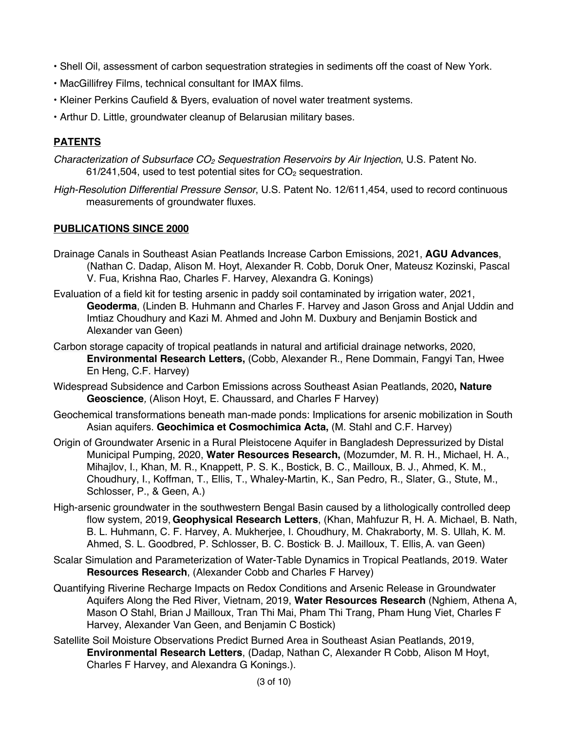- Shell Oil, assessment of carbon sequestration strategies in sediments off the coast of New York.
- MacGillifrey Films, technical consultant for IMAX films.
- Kleiner Perkins Caufield & Byers, evaluation of novel water treatment systems.
- Arthur D. Little, groundwater cleanup of Belarusian military bases.

## PATENTS

*Characterization of Subsurface $CO_2$ Sequestration Reservoirs by Air Injection*, U.S. Patent No. 61/241,504, used to test potential sites for $CO_2$ sequestration.

*High-Resolution Differential Pressure Sensor*, U.S. Patent No. 12/611,454, used to record continuous measurements of groundwater fluxes.

## PUBLICATIONS SINCE 2000

Drainage Canals in Southeast Asian Peatlands Increase Carbon Emissions, 2021, **AGU Advances**, (Nathan C. Dadap, Alison M. Hoyt, Alexander R. Cobb, Doruk Oner, Mateusz Kozinski, Pascal V. Fua, Krishna Rao, Charles F. Harvey, Alexandra G. Konings)

Evaluation of a field kit for testing arsenic in paddy soil contaminated by irrigation water, 2021, **Geoderma**, (Linden B. Huhmann and Charles F. Harvey and Jason Gross and Anjal Uddin and Imtiaz Choudhury and Kazi M. Ahmed and John M. Duxbury and Benjamin Bostick and Alexander van Geen)

Carbon storage capacity of tropical peatlands in natural and artificial drainage networks, 2020, **Environmental Research Letters,** (Cobb, Alexander R., Rene Dommain, Fangyi Tan, Hwee En Heng, C.F. Harvey)

Widespread Subsidence and Carbon Emissions across Southeast Asian Peatlands, 2020**, Nature Geoscience***,* (Alison Hoyt, E. Chaussard, and Charles F Harvey)

Geochemical transformations beneath man-made ponds: Implications for arsenic mobilization in South Asian aquifers. **Geochimica et Cosmochimica Acta,** (M. Stahl and C.F. Harvey)

Origin of Groundwater Arsenic in a Rural Pleistocene Aquifer in Bangladesh Depressurized by Distal Municipal Pumping, 2020, **Water Resources Research,** (Mozumder, M. R. H., Michael, H. A., Mihajlov, I., Khan, M. R., Knappett, P. S. K., Bostick, B. C., Mailloux, B. J., Ahmed, K. M., Choudhury, I., Koffman, T., Ellis, T., Whaley-Martin, K., San Pedro, R., Slater, G., Stute, M., Schlosser, P., & Geen, A.)

High-arsenic groundwater in the southwestern Bengal Basin caused by a lithologically controlled deep flow system, 2019, **Geophysical Research Letters**, (Khan, Mahfuzur R, H. A. Michael, B. Nath, B. L. Huhmann, C. F. Harvey, A. Mukherjee, I. Choudhury, M. Chakraborty, M. S. Ullah, K. M. Ahmed, S. L. Goodbred, P. Schlosser, B. C. Bostick, B. J. Mailloux, T. Ellis, A. van Geen)

Scalar Simulation and Parameterization of Water-Table Dynamics in Tropical Peatlands, 2019. Water **Resources Research**, (Alexander Cobb and Charles F Harvey)

Quantifying Riverine Recharge Impacts on Redox Conditions and Arsenic Release in Groundwater Aquifers Along the Red River, Vietnam, 2019, **Water Resources Research** (Nghiem, Athena A, Mason O Stahl, Brian J Mailloux, Tran Thi Mai, Pham Thi Trang, Pham Hung Viet, Charles F Harvey, Alexander Van Geen, and Benjamin C Bostick)

Satellite Soil Moisture Observations Predict Burned Area in Southeast Asian Peatlands, 2019, **Environmental Research Letters**, (Dadap, Nathan C, Alexander R Cobb, Alison M Hoyt, Charles F Harvey, and Alexandra G Konings.).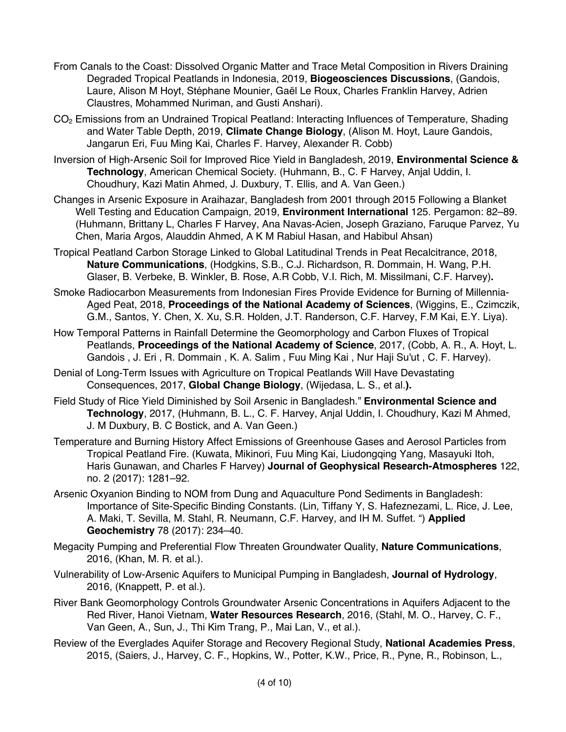From Canals to the Coast: Dissolved Organic Matter and Trace Metal Composition in Rivers Draining Degraded Tropical Peatlands in Indonesia, 2019, **Biogeosciences Discussions**, (Gandois, Laure, Alison M Hoyt, Stéphane Mounier, Gaël Le Roux, Charles Franklin Harvey, Adrien Claustres, Mohammed Nuriman, and Gusti Anshari).

$CO_2$ Emissions from an Undrained Tropical Peatland: Interacting Influences of Temperature, Shading and Water Table Depth, 2019, **Climate Change Biology**, (Alison M. Hoyt, Laure Gandois, Jangarun Eri, Fuu Ming Kai, Charles F. Harvey, Alexander R. Cobb)

Inversion of High-Arsenic Soil for Improved Rice Yield in Bangladesh, 2019, **Environmental Science & Technology**, American Chemical Society. (Huhmann, B., C. F Harvey, Anjal Uddin, I. Choudhury, Kazi Matin Ahmed, J. Duxbury, T. Ellis, and A. Van Geen.)

Changes in Arsenic Exposure in Araihazar, Bangladesh from 2001 through 2015 Following a Blanket Well Testing and Education Campaign, 2019, **Environment International** 125. Pergamon: 82–89. (Huhmann, Brittany L, Charles F Harvey, Ana Navas-Acien, Joseph Graziano, Faruque Parvez, Yu Chen, Maria Argos, Alauddin Ahmed, A K M Rabiul Hasan, and Habibul Ahsan)

Tropical Peatland Carbon Storage Linked to Global Latitudinal Trends in Peat Recalcitrance, 2018, **Nature Communications**, (Hodgkins, S.B., C.J. Richardson, R. Dommain, H. Wang, P.H. Glaser, B. Verbeke, B. Winkler, B. Rose, A.R Cobb, V.I. Rich, M. Missilmani, C.F. Harvey)**.**

Smoke Radiocarbon Measurements from Indonesian Fires Provide Evidence for Burning of Millennia-Aged Peat, 2018, **Proceedings of the National Academy of Sciences**, (Wiggins, E., Czimczik, G.M., Santos, Y. Chen, X. Xu, S.R. Holden, J.T. Randerson, C.F. Harvey, F.M Kai, E.Y. Liya).

How Temporal Patterns in Rainfall Determine the Geomorphology and Carbon Fluxes of Tropical Peatlands, **Proceedings of the National Academy of Science**, 2017, (Cobb, A. R., A. Hoyt, L. Gandois , J. Eri , R. Dommain , K. A. Salim , Fuu Ming Kai , Nur Haji Su'ut , C. F. Harvey).

Denial of Long-Term Issues with Agriculture on Tropical Peatlands Will Have Devastating Consequences, 2017, **Global Change Biology**, (Wijedasa, L. S., et al.**).**

Field Study of Rice Yield Diminished by Soil Arsenic in Bangladesh." **Environmental Science and Technology**, 2017, (Huhmann, B. L., C. F. Harvey, Anjal Uddin, I. Choudhury, Kazi M Ahmed, J. M Duxbury, B. C Bostick, and A. Van Geen.)

Temperature and Burning History Affect Emissions of Greenhouse Gases and Aerosol Particles from Tropical Peatland Fire. (Kuwata, Mikinori, Fuu Ming Kai, Liudongqing Yang, Masayuki Itoh, Haris Gunawan, and Charles F Harvey) **Journal of Geophysical Research-Atmospheres** 122, no. 2 (2017): 1281–92.

Arsenic Oxyanion Binding to NOM from Dung and Aquaculture Pond Sediments in Bangladesh: Importance of Site-Specific Binding Constants. (Lin, Tiffany Y, S. Hafeznezami, L. Rice, J. Lee, A. Maki, T. Sevilla, M. Stahl, R. Neumann, C.F. Harvey, and IH M. Suffet. ") **Applied Geochemistry** 78 (2017): 234–40.

Megacity Pumping and Preferential Flow Threaten Groundwater Quality, **Nature Communications**, 2016, (Khan, M. R. et al.).

Vulnerability of Low-Arsenic Aquifers to Municipal Pumping in Bangladesh, **Journal of Hydrology**, 2016, (Knappett, P. et al.).

River Bank Geomorphology Controls Groundwater Arsenic Concentrations in Aquifers Adjacent to the Red River, Hanoi Vietnam, **Water Resources Research**, 2016, (Stahl, M. O., Harvey, C. F., Van Geen, A., Sun, J., Thi Kim Trang, P., Mai Lan, V., et al.).

Review of the Everglades Aquifer Storage and Recovery Regional Study, **National Academies Press**, 2015, (Saiers, J., Harvey, C. F., Hopkins, W., Potter, K.W., Price, R., Pyne, R., Robinson, L.,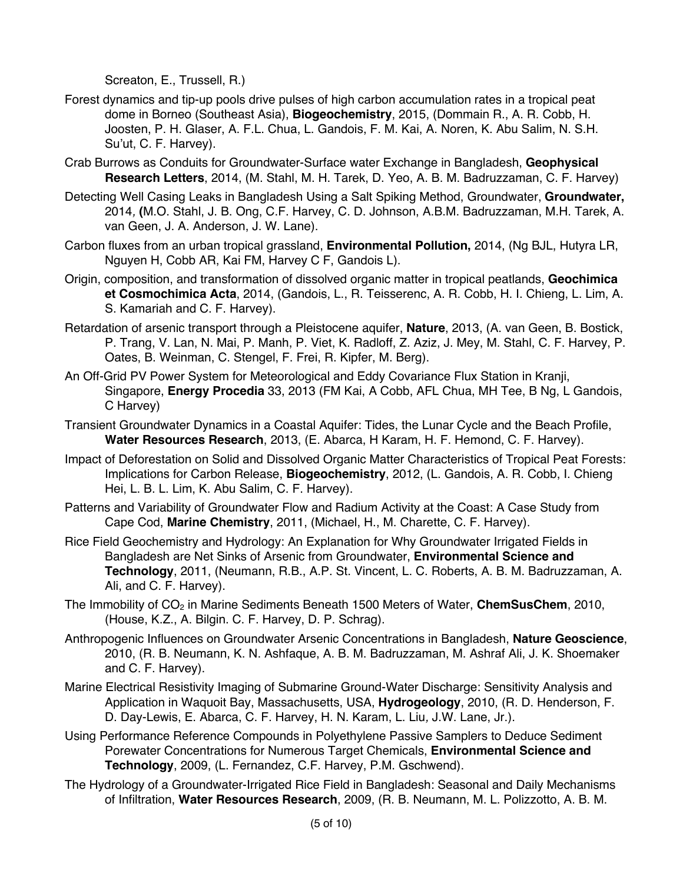Screaton, E., Trussell, R.)

Forest dynamics and tip-up pools drive pulses of high carbon accumulation rates in a tropical peat dome in Borneo (Southeast Asia), **Biogeochemistry**, 2015, (Dommain R., A. R. Cobb, H. Joosten, P. H. Glaser, A. F.L. Chua, L. Gandois, F. M. Kai, A. Noren, K. Abu Salim, N. S.H. Su'ut, C. F. Harvey).

Crab Burrows as Conduits for Groundwater-Surface water Exchange in Bangladesh, **Geophysical Research Letters**, 2014, (M. Stahl, M. H. Tarek, D. Yeo, A. B. M. Badruzzaman, C. F. Harvey)

Detecting Well Casing Leaks in Bangladesh Using a Salt Spiking Method, Groundwater, **Groundwater,** 2014, **(**M.O. Stahl, J. B. Ong, C.F. Harvey, C. D. Johnson, A.B.M. Badruzzaman, M.H. Tarek, A. van Geen, J. A. Anderson, J. W. Lane).

Carbon fluxes from an urban tropical grassland, **Environmental Pollution,** 2014, (Ng BJL, Hutyra LR, Nguyen H, Cobb AR, Kai FM, Harvey C F, Gandois L).

Origin, composition, and transformation of dissolved organic matter in tropical peatlands, **Geochimica et Cosmochimica Acta**, 2014, (Gandois, L., R. Teisserenc, A. R. Cobb, H. I. Chieng, L. Lim, A. S. Kamariah and C. F. Harvey).

Retardation of arsenic transport through a Pleistocene aquifer, **Nature**, 2013, (A. van Geen, B. Bostick, P. Trang, V. Lan, N. Mai, P. Manh, P. Viet, K. Radloff, Z. Aziz, J. Mey, M. Stahl, C. F. Harvey, P. Oates, B. Weinman, C. Stengel, F. Frei, R. Kipfer, M. Berg).

An Off-Grid PV Power System for Meteorological and Eddy Covariance Flux Station in Kranji, Singapore, **Energy Procedia** 33, 2013 (FM Kai, A Cobb, AFL Chua, MH Tee, B Ng, L Gandois, C Harvey)

Transient Groundwater Dynamics in a Coastal Aquifer: Tides, the Lunar Cycle and the Beach Profile, **Water Resources Research**, 2013, (E. Abarca, H Karam, H. F. Hemond, C. F. Harvey).

Impact of Deforestation on Solid and Dissolved Organic Matter Characteristics of Tropical Peat Forests: Implications for Carbon Release, **Biogeochemistry**, 2012, (L. Gandois, A. R. Cobb, I. Chieng Hei, L. B. L. Lim, K. Abu Salim, C. F. Harvey).

Patterns and Variability of Groundwater Flow and Radium Activity at the Coast: A Case Study from Cape Cod, **Marine Chemistry**, 2011, (Michael, H., M. Charette, C. F. Harvey).

Rice Field Geochemistry and Hydrology: An Explanation for Why Groundwater Irrigated Fields in Bangladesh are Net Sinks of Arsenic from Groundwater, **Environmental Science and Technology**, 2011, (Neumann, R.B., A.P. St. Vincent, L. C. Roberts, A. B. M. Badruzzaman, A. Ali, and C. F. Harvey).

The Immobility of $CO_2$ in Marine Sediments Beneath 1500 Meters of Water, **ChemSusChem**, 2010, (House, K.Z., A. Bilgin. C. F. Harvey, D. P. Schrag).

Anthropogenic Influences on Groundwater Arsenic Concentrations in Bangladesh, **Nature Geoscience**, 2010, (R. B. Neumann, K. N. Ashfaque, A. B. M. Badruzzaman, M. Ashraf Ali, J. K. Shoemaker and C. F. Harvey).

Marine Electrical Resistivity Imaging of Submarine Ground-Water Discharge: Sensitivity Analysis and Application in Waquoit Bay, Massachusetts, USA, **Hydrogeology**, 2010, (R. D. Henderson, F. D. Day-Lewis, E. Abarca, C. F. Harvey, H. N. Karam, L. Liu, J.W. Lane, Jr.).

Using Performance Reference Compounds in Polyethylene Passive Samplers to Deduce Sediment Porewater Concentrations for Numerous Target Chemicals, **Environmental Science and Technology**, 2009, (L. Fernandez, C.F. Harvey, P.M. Gschwend).

The Hydrology of a Groundwater-Irrigated Rice Field in Bangladesh: Seasonal and Daily Mechanisms of Infiltration, **Water Resources Research**, 2009, (R. B. Neumann, M. L. Polizzotto, A. B. M.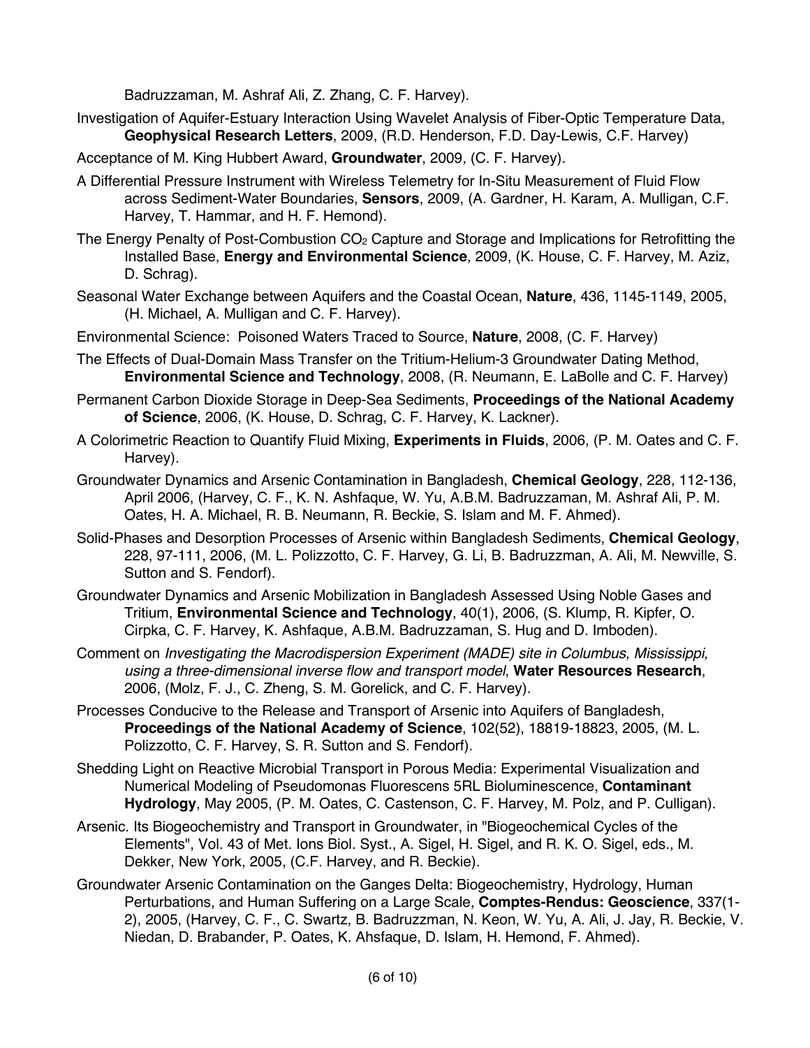Badruzzaman, M. Ashraf Ali, Z. Zhang, C. F. Harvey).

Investigation of Aquifer-Estuary Interaction Using Wavelet Analysis of Fiber-Optic Temperature Data, **Geophysical Research Letters**, 2009, (R.D. Henderson, F.D. Day-Lewis, C.F. Harvey)

Acceptance of M. King Hubbert Award, **Groundwater**, 2009, (C. F. Harvey).

A Differential Pressure Instrument with Wireless Telemetry for In-Situ Measurement of Fluid Flow across Sediment-Water Boundaries, **Sensors**, 2009, (A. Gardner, H. Karam, A. Mulligan, C.F. Harvey, T. Hammar, and H. F. Hemond).

The Energy Penalty of Post-Combustion $CO_2$ Capture and Storage and Implications for Retrofitting the Installed Base, **Energy and Environmental Science**, 2009, (K. House, C. F. Harvey, M. Aziz, D. Schrag).

Seasonal Water Exchange between Aquifers and the Coastal Ocean, **Nature**, 436, 1145-1149, 2005, (H. Michael, A. Mulligan and C. F. Harvey).

Environmental Science: Poisoned Waters Traced to Source, **Nature**, 2008, (C. F. Harvey)

The Effects of Dual-Domain Mass Transfer on the Tritium-Helium-3 Groundwater Dating Method, **Environmental Science and Technology**, 2008, (R. Neumann, E. LaBolle and C. F. Harvey)

Permanent Carbon Dioxide Storage in Deep-Sea Sediments, **Proceedings of the National Academy of Science**, 2006, (K. House, D. Schrag, C. F. Harvey, K. Lackner).

A Colorimetric Reaction to Quantify Fluid Mixing, **Experiments in Fluids**, 2006, (P. M. Oates and C. F. Harvey).

Groundwater Dynamics and Arsenic Contamination in Bangladesh, **Chemical Geology**, 228, 112-136, April 2006, (Harvey, C. F., K. N. Ashfaque, W. Yu, A.B.M. Badruzzaman, M. Ashraf Ali, P. M. Oates, H. A. Michael, R. B. Neumann, R. Beckie, S. Islam and M. F. Ahmed).

Solid-Phases and Desorption Processes of Arsenic within Bangladesh Sediments, **Chemical Geology**, 228, 97-111, 2006, (M. L. Polizzotto, C. F. Harvey, G. Li, B. Badruzzman, A. Ali, M. Newville, S. Sutton and S. Fendorf).

Groundwater Dynamics and Arsenic Mobilization in Bangladesh Assessed Using Noble Gases and Tritium, **Environmental Science and Technology**, 40(1), 2006, (S. Klump, R. Kipfer, O. Cirpka, C. F. Harvey, K. Ashfaque, A.B.M. Badruzzaman, S. Hug and D. Imboden).

Comment on *Investigating the Macrodispersion Experiment (MADE) site in Columbus, Mississippi, using a three-dimensional inverse flow and transport model*, **Water Resources Research**, 2006, (Molz, F. J., C. Zheng, S. M. Gorelick, and C. F. Harvey).

Processes Conducive to the Release and Transport of Arsenic into Aquifers of Bangladesh, **Proceedings of the National Academy of Science**, 102(52), 18819-18823, 2005, (M. L. Polizzotto, C. F. Harvey, S. R. Sutton and S. Fendorf).

Shedding Light on Reactive Microbial Transport in Porous Media: Experimental Visualization and Numerical Modeling of Pseudomonas Fluorescens 5RL Bioluminescence, **Contaminant Hydrology**, May 2005, (P. M. Oates, C. Castenson, C. F. Harvey, M. Polz, and P. Culligan).

Arsenic. Its Biogeochemistry and Transport in Groundwater, in "Biogeochemical Cycles of the Elements", Vol. 43 of Met. Ions Biol. Syst., A. Sigel, H. Sigel, and R. K. O. Sigel, eds., M. Dekker, New York, 2005, (C.F. Harvey, and R. Beckie).

Groundwater Arsenic Contamination on the Ganges Delta: Biogeochemistry, Hydrology, Human Perturbations, and Human Suffering on a Large Scale, **Comptes-Rendus: Geoscience**, 337(1-2), 2005, (Harvey, C. F., C. Swartz, B. Badruzzman, N. Keon, W. Yu, A. Ali, J. Jay, R. Beckie, V. Niedan, D. Brabander, P. Oates, K. Ahsfaque, D. Islam, H. Hemond, F. Ahmed).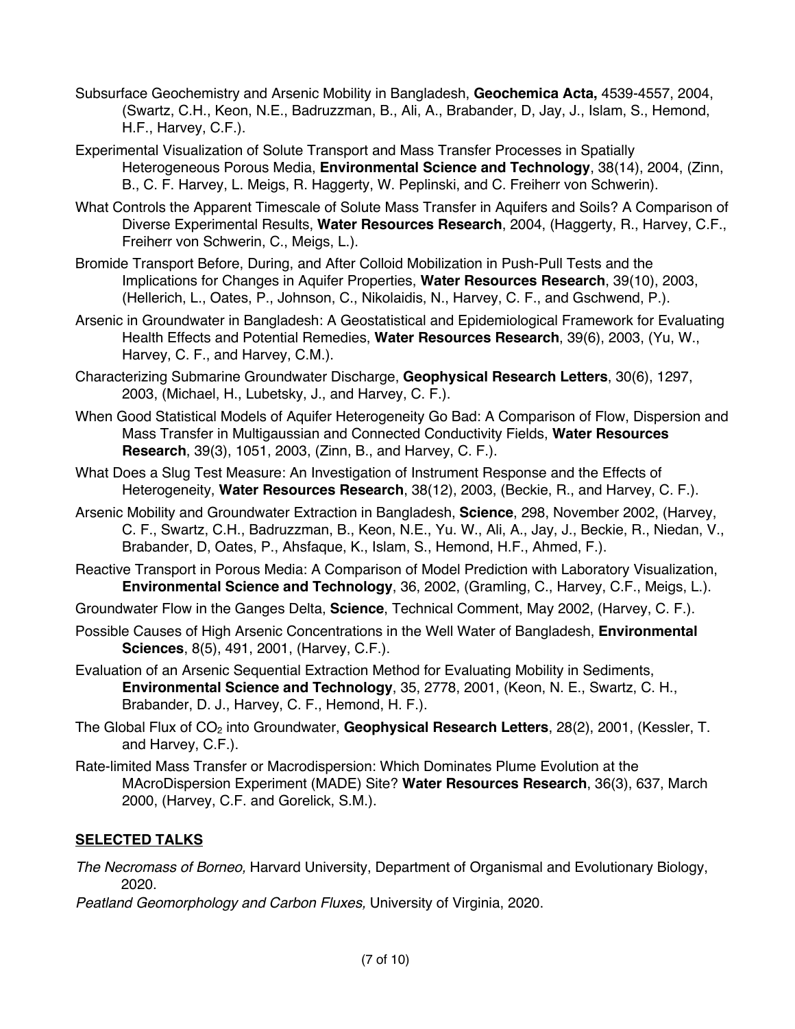Subsurface Geochemistry and Arsenic Mobility in Bangladesh, **Geochemica Acta,** 4539-4557, 2004, (Swartz, C.H., Keon, N.E., Badruzzman, B., Ali, A., Brabander, D, Jay, J., Islam, S., Hemond, H.F., Harvey, C.F.).

Experimental Visualization of Solute Transport and Mass Transfer Processes in Spatially Heterogeneous Porous Media, **Environmental Science and Technology**, 38(14), 2004, (Zinn, B., C. F. Harvey, L. Meigs, R. Haggerty, W. Peplinski, and C. Freiherr von Schwerin).

What Controls the Apparent Timescale of Solute Mass Transfer in Aquifers and Soils? A Comparison of Diverse Experimental Results, **Water Resources Research**, 2004, (Haggerty, R., Harvey, C.F., Freiherr von Schwerin, C., Meigs, L.).

Bromide Transport Before, During, and After Colloid Mobilization in Push-Pull Tests and the Implications for Changes in Aquifer Properties, **Water Resources Research**, 39(10), 2003, (Hellerich, L., Oates, P., Johnson, C., Nikolaidis, N., Harvey, C. F., and Gschwend, P.).

Arsenic in Groundwater in Bangladesh: A Geostatistical and Epidemiological Framework for Evaluating Health Effects and Potential Remedies, **Water Resources Research**, 39(6), 2003, (Yu, W., Harvey, C. F., and Harvey, C.M.).

Characterizing Submarine Groundwater Discharge, **Geophysical Research Letters**, 30(6), 1297, 2003, (Michael, H., Lubetsky, J., and Harvey, C. F.).

When Good Statistical Models of Aquifer Heterogeneity Go Bad: A Comparison of Flow, Dispersion and Mass Transfer in Multigaussian and Connected Conductivity Fields, **Water Resources Research**, 39(3), 1051, 2003, (Zinn, B., and Harvey, C. F.).

What Does a Slug Test Measure: An Investigation of Instrument Response and the Effects of Heterogeneity, **Water Resources Research**, 38(12), 2003, (Beckie, R., and Harvey, C. F.).

Arsenic Mobility and Groundwater Extraction in Bangladesh, **Science**, 298, November 2002, (Harvey, C. F., Swartz, C.H., Badruzzman, B., Keon, N.E., Yu. W., Ali, A., Jay, J., Beckie, R., Niedan, V., Brabander, D, Oates, P., Ahsfaque, K., Islam, S., Hemond, H.F., Ahmed, F.).

Reactive Transport in Porous Media: A Comparison of Model Prediction with Laboratory Visualization, **Environmental Science and Technology**, 36, 2002, (Gramling, C., Harvey, C.F., Meigs, L.).

Groundwater Flow in the Ganges Delta, **Science**, Technical Comment, May 2002, (Harvey, C. F.).

Possible Causes of High Arsenic Concentrations in the Well Water of Bangladesh, **Environmental Sciences**, 8(5), 491, 2001, (Harvey, C.F.).

Evaluation of an Arsenic Sequential Extraction Method for Evaluating Mobility in Sediments, **Environmental Science and Technology**, 35, 2778, 2001, (Keon, N. E., Swartz, C. H., Brabander, D. J., Harvey, C. F., Hemond, H. F.).

The Global Flux of $CO_2$ into Groundwater, **Geophysical Research Letters**, 28(2), 2001, (Kessler, T. and Harvey, C.F.).

Rate-limited Mass Transfer or Macrodispersion: Which Dominates Plume Evolution at the MAcroDispersion Experiment (MADE) Site? **Water Resources Research**, 36(3), 637, March 2000, (Harvey, C.F. and Gorelick, S.M.).

## SELECTED TALKS

*The Necromass of Borneo,* Harvard University, Department of Organismal and Evolutionary Biology, 2020.

*Peatland Geomorphology and Carbon Fluxes,* University of Virginia, 2020.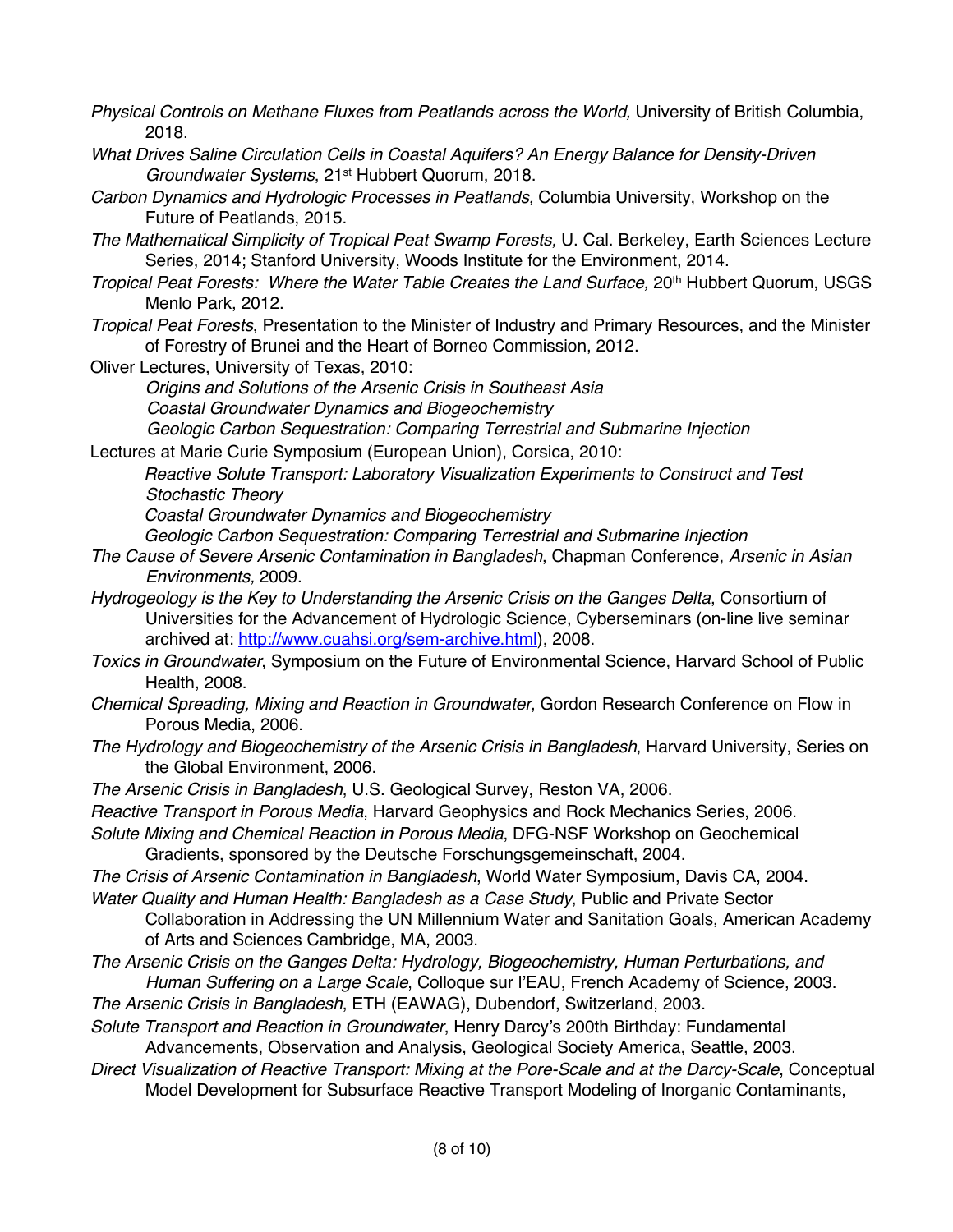*Physical Controls on Methane Fluxes from Peatlands across the World,* University of British Columbia, 2018.

*What Drives Saline Circulation Cells in Coastal Aquifers? An Energy Balance for Density-Driven Groundwater Systems*, 21st Hubbert Quorum, 2018.

*Carbon Dynamics and Hydrologic Processes in Peatlands,* Columbia University, Workshop on the Future of Peatlands, 2015.

*The Mathematical Simplicity of Tropical Peat Swamp Forests,* U. Cal. Berkeley, Earth Sciences Lecture Series, 2014; Stanford University, Woods Institute for the Environment, 2014.

*Tropical Peat Forests: Where the Water Table Creates the Land Surface,* 20th Hubbert Quorum, USGS Menlo Park, 2012.

*Tropical Peat Forests*, Presentation to the Minister of Industry and Primary Resources, and the Minister of Forestry of Brunei and the Heart of Borneo Commission, 2012.

Oliver Lectures, University of Texas, 2010:

*Origins and Solutions of the Arsenic Crisis in Southeast Asia*
*Coastal Groundwater Dynamics and Biogeochemistry*
*Geologic Carbon Sequestration: Comparing Terrestrial and Submarine Injection*

Lectures at Marie Curie Symposium (European Union), Corsica, 2010:

*Reactive Solute Transport: Laboratory Visualization Experiments to Construct and Test Stochastic Theory*
*Coastal Groundwater Dynamics and Biogeochemistry*
*Geologic Carbon Sequestration: Comparing Terrestrial and Submarine Injection*

*The Cause of Severe Arsenic Contamination in Bangladesh*, Chapman Conference, *Arsenic in Asian Environments,* 2009.

*Hydrogeology is the Key to Understanding the Arsenic Crisis on the Ganges Delta*, Consortium of Universities for the Advancement of Hydrologic Science, Cyberseminars (on-line live seminar archived at: http://www.cuahsi.org/sem-archive.html), 2008.

*Toxics in Groundwater*, Symposium on the Future of Environmental Science, Harvard School of Public Health, 2008.

*Chemical Spreading, Mixing and Reaction in Groundwater*, Gordon Research Conference on Flow in Porous Media, 2006.

*The Hydrology and Biogeochemistry of the Arsenic Crisis in Bangladesh*, Harvard University, Series on the Global Environment, 2006.

*The Arsenic Crisis in Bangladesh*, U.S. Geological Survey, Reston VA, 2006.

*Reactive Transport in Porous Media*, Harvard Geophysics and Rock Mechanics Series, 2006.

*Solute Mixing and Chemical Reaction in Porous Media*, DFG-NSF Workshop on Geochemical Gradients, sponsored by the Deutsche Forschungsgemeinschaft, 2004.

*The Crisis of Arsenic Contamination in Bangladesh*, World Water Symposium, Davis CA, 2004.

*Water Quality and Human Health: Bangladesh as a Case Study*, Public and Private Sector Collaboration in Addressing the UN Millennium Water and Sanitation Goals, American Academy of Arts and Sciences Cambridge, MA, 2003.

*The Arsenic Crisis on the Ganges Delta: Hydrology, Biogeochemistry, Human Perturbations, and Human Suffering on a Large Scale*, Colloque sur l'EAU, French Academy of Science, 2003.

*The Arsenic Crisis in Bangladesh*, ETH (EAWAG), Dubendorf, Switzerland, 2003.

*Solute Transport and Reaction in Groundwater*, Henry Darcy's 200th Birthday: Fundamental Advancements, Observation and Analysis, Geological Society America, Seattle, 2003.

*Direct Visualization of Reactive Transport: Mixing at the Pore-Scale and at the Darcy-Scale*, Conceptual Model Development for Subsurface Reactive Transport Modeling of Inorganic Contaminants,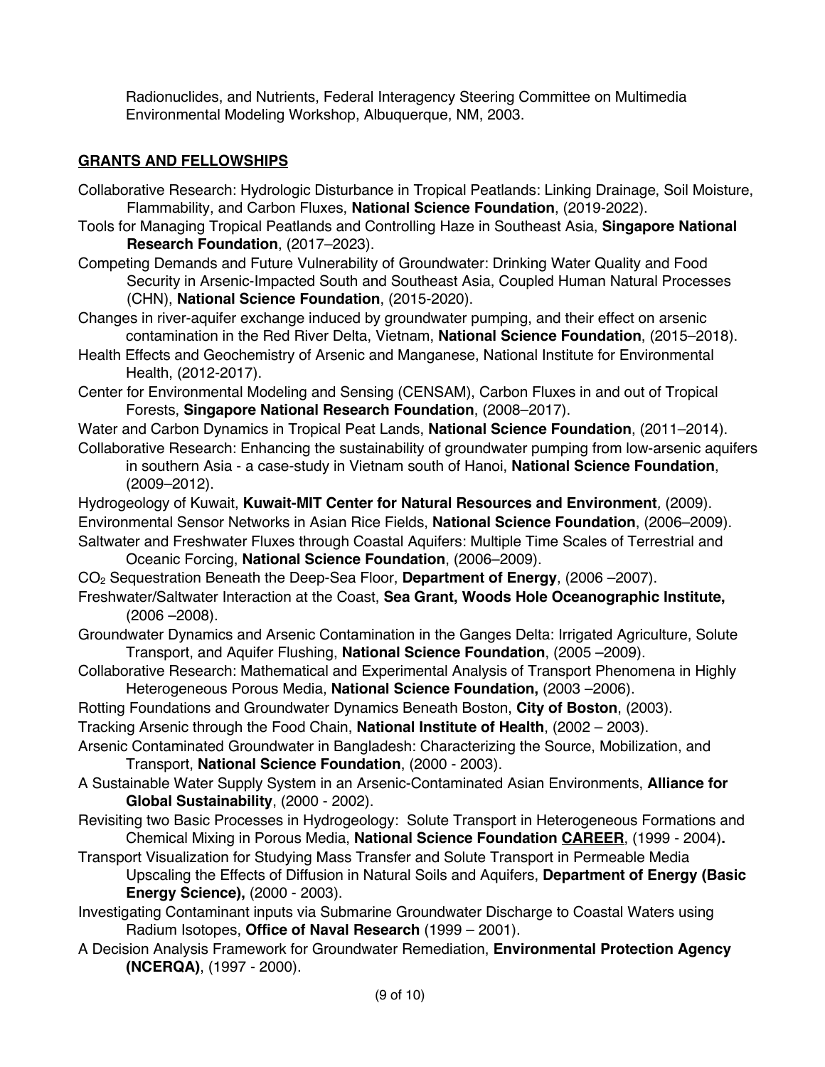Radionuclides, and Nutrients, Federal Interagency Steering Committee on Multimedia Environmental Modeling Workshop, Albuquerque, NM, 2003.

## GRANTS AND FELLOWSHIPS

Collaborative Research: Hydrologic Disturbance in Tropical Peatlands: Linking Drainage, Soil Moisture, Flammability, and Carbon Fluxes, **National Science Foundation**, (2019-2022).

Tools for Managing Tropical Peatlands and Controlling Haze in Southeast Asia, **Singapore National Research Foundation**, (2017–2023).

Competing Demands and Future Vulnerability of Groundwater: Drinking Water Quality and Food Security in Arsenic-Impacted South and Southeast Asia, Coupled Human Natural Processes (CHN), **National Science Foundation**, (2015-2020).

Changes in river-aquifer exchange induced by groundwater pumping, and their effect on arsenic contamination in the Red River Delta, Vietnam, **National Science Foundation**, (2015–2018).

Health Effects and Geochemistry of Arsenic and Manganese, National Institute for Environmental Health, (2012-2017).

Center for Environmental Modeling and Sensing (CENSAM), Carbon Fluxes in and out of Tropical Forests, **Singapore National Research Foundation**, (2008–2017).

Water and Carbon Dynamics in Tropical Peat Lands, **National Science Foundation**, (2011–2014).

Collaborative Research: Enhancing the sustainability of groundwater pumping from low-arsenic aquifers in southern Asia - a case-study in Vietnam south of Hanoi, **National Science Foundation**, (2009–2012).

Hydrogeology of Kuwait, **Kuwait-MIT Center for Natural Resources and Environment**, (2009).

Environmental Sensor Networks in Asian Rice Fields, **National Science Foundation**, (2006–2009).

Saltwater and Freshwater Fluxes through Coastal Aquifers: Multiple Time Scales of Terrestrial and Oceanic Forcing, **National Science Foundation**, (2006–2009).

$CO_2$ Sequestration Beneath the Deep-Sea Floor, **Department of Energy**, (2006 –2007).

Freshwater/Saltwater Interaction at the Coast, **Sea Grant, Woods Hole Oceanographic Institute,** (2006 –2008).

Groundwater Dynamics and Arsenic Contamination in the Ganges Delta: Irrigated Agriculture, Solute Transport, and Aquifer Flushing, **National Science Foundation**, (2005 –2009).

Collaborative Research: Mathematical and Experimental Analysis of Transport Phenomena in Highly Heterogeneous Porous Media, **National Science Foundation,** (2003 –2006).

Rotting Foundations and Groundwater Dynamics Beneath Boston, **City of Boston**, (2003).

Tracking Arsenic through the Food Chain, **National Institute of Health**, (2002 – 2003).

Arsenic Contaminated Groundwater in Bangladesh: Characterizing the Source, Mobilization, and Transport, **National Science Foundation**, (2000 - 2003).

A Sustainable Water Supply System in an Arsenic-Contaminated Asian Environments, **Alliance for Global Sustainability**, (2000 - 2002).

Revisiting two Basic Processes in Hydrogeology: Solute Transport in Heterogeneous Formations and Chemical Mixing in Porous Media, **National Science Foundation CAREER**, (1999 - 2004)**.**

Transport Visualization for Studying Mass Transfer and Solute Transport in Permeable Media Upscaling the Effects of Diffusion in Natural Soils and Aquifers, **Department of Energy (Basic Energy Science),** (2000 - 2003).

Investigating Contaminant inputs via Submarine Groundwater Discharge to Coastal Waters using Radium Isotopes, **Office of Naval Research** (1999 – 2001).

A Decision Analysis Framework for Groundwater Remediation, **Environmental Protection Agency (NCERQA)**, (1997 - 2000).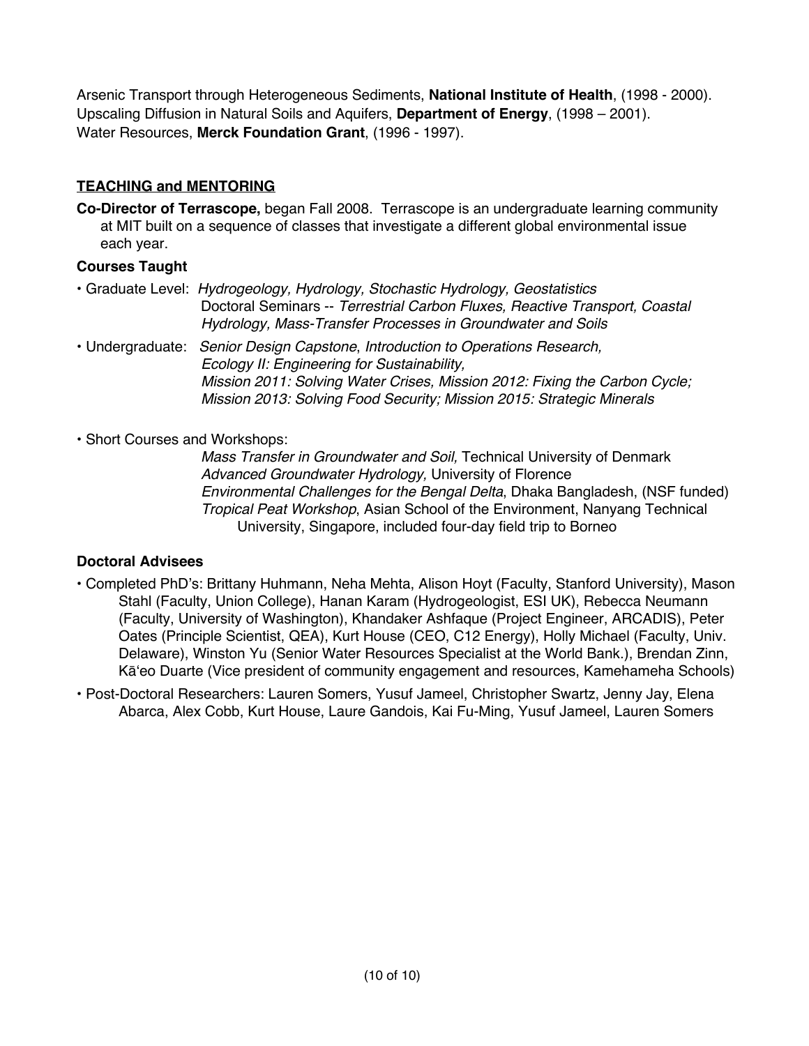Arsenic Transport through Heterogeneous Sediments, **National Institute of Health**, (1998 - 2000).
Upscaling Diffusion in Natural Soils and Aquifers, **Department of Energy**, (1998 – 2001).
Water Resources, **Merck Foundation Grant**, (1996 - 1997).

## TEACHING and MENTORING

**Co-Director of Terrascope,** began Fall 2008. Terrascope is an undergraduate learning community at MIT built on a sequence of classes that investigate a different global environmental issue each year.

### Courses Taught

- Graduate Level: *Hydrogeology, Hydrology, Stochastic Hydrology, Geostatistics*
  Doctoral Seminars -- *Terrestrial Carbon Fluxes, Reactive Transport, Coastal Hydrology, Mass-Transfer Processes in Groundwater and Soils*
- Undergraduate: *Senior Design Capstone*, *Introduction to Operations Research, Ecology II: Engineering for Sustainability, Mission 2011: Solving Water Crises, Mission 2012: Fixing the Carbon Cycle; Mission 2013: Solving Food Security; Mission 2015: Strategic Minerals*
- Short Courses and Workshops:
  *Mass Transfer in Groundwater and Soil,* Technical University of Denmark
  *Advanced Groundwater Hydrology,* University of Florence
  *Environmental Challenges for the Bengal Delta*, Dhaka Bangladesh, (NSF funded)
  *Tropical Peat Workshop*, Asian School of the Environment, Nanyang Technical University, Singapore, included four-day field trip to Borneo

### Doctoral Advisees

- Completed PhD's: Brittany Huhmann, Neha Mehta, Alison Hoyt (Faculty, Stanford University), Mason Stahl (Faculty, Union College), Hanan Karam (Hydrogeologist, ESI UK), Rebecca Neumann (Faculty, University of Washington), Khandaker Ashfaque (Project Engineer, ARCADIS), Peter Oates (Principle Scientist, QEA), Kurt House (CEO, C12 Energy), Holly Michael (Faculty, Univ. Delaware), Winston Yu (Senior Water Resources Specialist at the World Bank.), Brendan Zinn, Kāʻeo Duarte (Vice president of community engagement and resources, Kamehameha Schools)
- Post-Doctoral Researchers: Lauren Somers, Yusuf Jameel, Christopher Swartz, Jenny Jay, Elena Abarca, Alex Cobb, Kurt House, Laure Gandois, Kai Fu-Ming, Yusuf Jameel, Lauren Somers